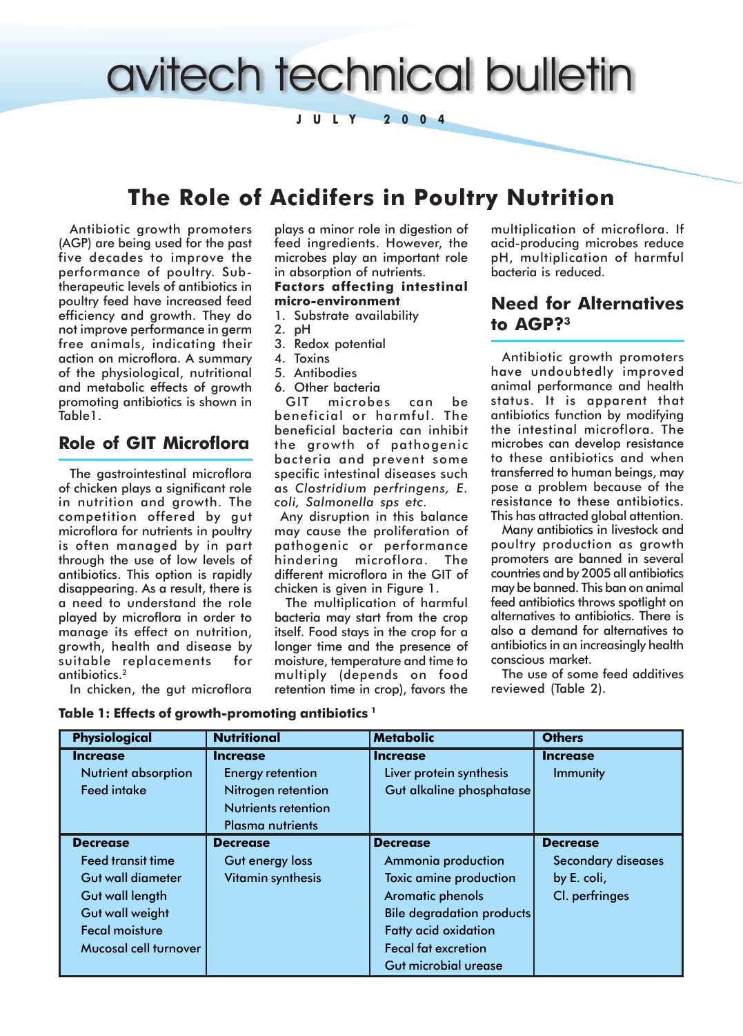# avitech technical bulletin

**JULY 2004**

# The Role of Acidifers in Poultry Nutrition

Antibiotic growth promoters (AGP) are being used for the past five decades to improve the performance of poultry. Sub-therapeutic levels of antibiotics in poultry feed have increased feed efficiency and growth. They do not improve performance in germ free animals, indicating their action on microflora. A summary of the physiological, nutritional and metabolic effects of growth promoting antibiotics is shown in Table1.

## Role of GIT Microflora

The gastrointestinal microflora of chicken plays a significant role in nutrition and growth. The competition offered by gut microflora for nutrients in poultry is often managed by in part through the use of low levels of antibiotics. This option is rapidly disappearing. As a result, there is a need to understand the role played by microflora in order to manage its effect on nutrition, growth, health and disease by suitable replacements for antibiotics.[2]

In chicken, the gut microflora plays a minor role in digestion of feed ingredients. However, the microbes play an important role in absorption of nutrients.

**Factors affecting intestinal micro-environment**

1. Substrate availability
2. pH
3. Redox potential
4. Toxins
5. Antibodies
6. Other bacteria

GIT microbes can be beneficial or harmful. The beneficial bacteria can inhibit the growth of pathogenic bacteria and prevent some specific intestinal diseases such as *Clostridium perfringens, E. coli, Salmonella sps etc.*

Any disruption in this balance may cause the proliferation of pathogenic or performance hindering microflora. The different microflora in the GIT of chicken is given in Figure 1.

The multiplication of harmful bacteria may start from the crop itself. Food stays in the crop for a longer time and the presence of moisture, temperature and time to multiply (depends on food retention time in crop), favors the multiplication of microflora. If acid-producing microbes reduce pH, multiplication of harmful bacteria is reduced.

## Need for Alternatives to AGP?[3]

Antibiotic growth promoters have undoubtedly improved animal performance and health status. It is apparent that antibiotics function by modifying the intestinal microflora. The microbes can develop resistance to these antibiotics and when transferred to human beings, may pose a problem because of the resistance to these antibiotics. This has attracted global attention.

Many antibiotics in livestock and poultry production as growth promoters are banned in several countries and by 2005 all antibiotics may be banned. This ban on animal feed antibiotics throws spotlight on alternatives to antibiotics. There is also a demand for alternatives to antibiotics in an increasingly health conscious market.

The use of some feed additives reviewed (Table 2).

**Table 1: Effects of growth-promoting antibiotics [1]**

| Physiological | Nutritional | Metabolic | Others |
|---|---|---|---|
| **Increase** | **Increase** | **Increase** | **Increase** |
| Nutrient absorption | Energy retention | Liver protein synthesis | Immunity |
| Feed intake | Nitrogen retention | Gut alkaline phosphatase | |
| | Nutrients retention | | |
| | Plasma nutrients | | |
| **Decrease** | **Decrease** | **Decrease** | **Decrease** |
| Feed transit time | Gut energy loss | Ammonia production | Secondary diseases |
| Gut wall diameter | Vitamin synthesis | Toxic amine production | by E. coli, |
| Gut wall length | | Aromatic phenols | Cl. perfringes |
| Gut wall weight | | Bile degradation products | |
| Fecal moisture | | Fatty acid oxidation | |
| Mucosal cell turnover | | Fecal fat excretion | |
| | | Gut microbial urease | |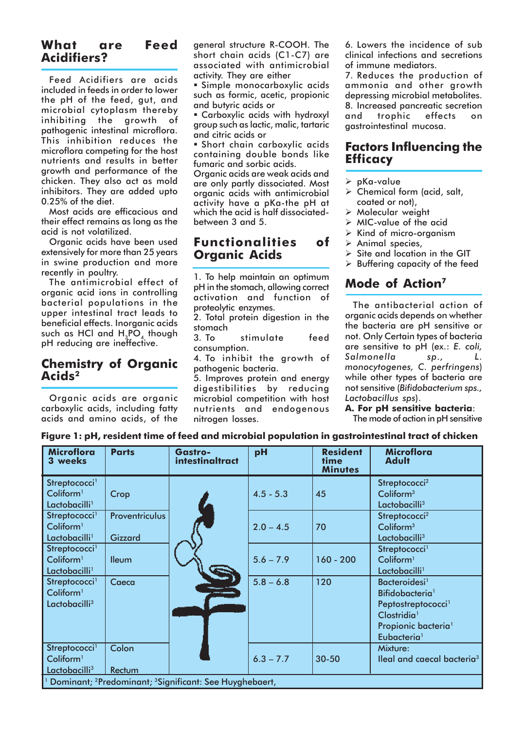## What are Feed Acidifiers?

Feed Acidifiers are acids included in feeds in order to lower the pH of the feed, gut, and microbial cytoplasm thereby inhibiting the growth of pathogenic intestinal microflora. This inhibition reduces the microflora competing for the host nutrients and results in better growth and performance of the chicken. They also act as mold inhibitors. They are added upto 0.25% of the diet.

Most acids are efficacious and their effect remains as long as the acid is not volatilized.

Organic acids have been used extensively for more than 25 years in swine production and more recently in poultry.

The antimicrobial effect of organic acid ions in controlling bacterial populations in the upper intestinal tract leads to beneficial effects. Inorganic acids such as HCl and $H_3PO_4$ though pH reducing are ineffective.

## Chemistry of Organic Acids[2]

Organic acids are organic carboxylic acids, including fatty acids and amino acids, of the general structure R-COOH. The short chain acids (C1-C7) are associated with antimicrobial activity. They are either

- Simple monocarboxylic acids such as formic, acetic, propionic and butyric acids or
- Carboxylic acids with hydroxyl group such as lactic, malic, tartaric and citric acids or
- Short chain carboxylic acids containing double bonds like fumaric and sorbic acids.

Organic acids are weak acids and are only partly dissociated. Most organic acids with antimicrobial activity have a pKa-the pH at which the acid is half dissociated-between 3 and 5.

## Functionalities of Organic Acids

1. To help maintain an optimum pH in the stomach, allowing correct activation and function of proteolytic enzymes.
2. Total protein digestion in the stomach
3. To stimulate feed consumption.
4. To inhibit the growth of pathogenic bacteria.
5. Improves protein and energy digestibilities by reducing microbial competition with host nutrients and endogenous nitrogen losses.
6. Lowers the incidence of sub clinical infections and secretions of immune mediators.
7. Reduces the production of ammonia and other growth depressing microbial metabolites.
8. Increased pancreatic secretion and trophic effects on gastrointestinal mucosa.

## Factors Influencing the Efficacy

- pKa-value
- Chemical form (acid, salt, coated or not),
- Molecular weight
- MIC-value of the acid
- Kind of micro-organism
- Animal species,
- Site and location in the GIT
- Buffering capacity of the feed

## Mode of Action[7]

The antibacterial action of organic acids depends on whether the bacteria are pH sensitive or not. Only Certain types of bacteria are sensitive to pH (ex.: *E. coli, Salmonella sp., L. monocytogenes, C. perfringens*) while other types of bacteria are not sensitive (*Bifidobacterium sps., Lactobacillus sps*).

**A. For pH sensitive bacteria**:

The mode of action in pH sensitive

**Figure 1: pH, resident time of feed and microbial population in gastrointestinal tract of chicken**

| Microflora 3 weeks | Parts | Gastro-intestinaltract | pH | Resident time Minutes | Microflora Adult |
|---|---|---|---|---|---|
| Streptococci[1] Coliform[1] Lactobacilli[1] | Crop | | 4.5 - 5.3 | 45 | Streptococci[2] Coliform[3] Lactobacilli[3] |
| Streptococci[1] Coliform[1] Lactobacilli[1] | Proventriculus Gizzard | | 2.0 – 4.5 | 70 | Streptococci[2] Coliform[3] Lactobacilli[3] |
| Streptococci[1] Coliform[1] Lactobacilli[1] | Ileum | | 5.6 – 7.9 | 160 - 200 | Streptococci[1] Coliform[1] Lactobacilli[1] |
| Streptococci[1] Coliform[1] Lactobacilli[3] | Caeca | | 5.8 – 6.8 | 120 | Bacteroidesi[1] Bifidobacteria[1] Peptostreptococci[1] Clostridia[1] Propionic bacteria[1] Eubacteria[1] |
| Streptococci[1] Coliform[1] Lactobacilli[3] | Colon Rectum | | 6.3 – 7.7 | 30-50 | Mixture: Ileal and caecal bacteria[3] |

[1] Dominant; [2]Predominant; [3]Significant: See Huyghebaert,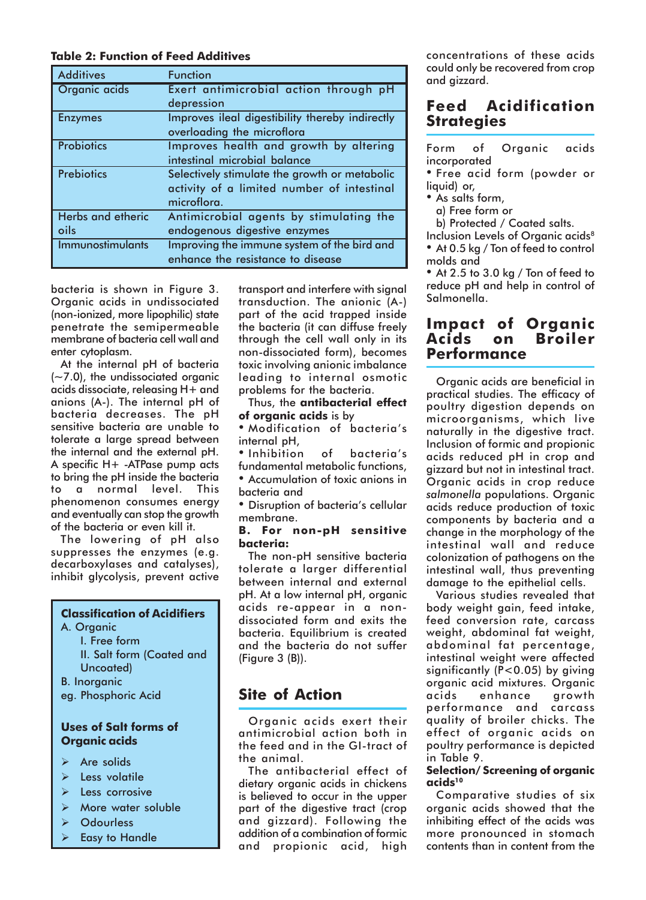**Table 2: Function of Feed Additives**

| Additives | Function |
|---|---|
| Organic acids | Exert antimicrobial action through pH depression |
| Enzymes | Improves ileal digestibility thereby indirectly overloading the microflora |
| Probiotics | Improves health and growth by altering intestinal microbial balance |
| Prebiotics | Selectively stimulate the growth or metabolic activity of a limited number of intestinal microflora. |
| Herbs and etheric oils | Antimicrobial agents by stimulating the endogenous digestive enzymes |
| Immunostimulants | Improving the immune system of the bird and enhance the resistance to disease |

bacteria is shown in Figure 3. Organic acids in undissociated (non-ionized, more lipophilic) state penetrate the semipermeable membrane of bacteria cell wall and enter cytoplasm.

At the internal pH of bacteria (~7.0), the undissociated organic acids dissociate, releasing H+ and anions (A-). The internal pH of bacteria decreases. The pH sensitive bacteria are unable to tolerate a large spread between the internal and the external pH. A specific H+ -ATPase pump acts to bring the pH inside the bacteria to a normal level. This phenomenon consumes energy and eventually can stop the growth of the bacteria or even kill it.

The lowering of pH also suppresses the enzymes (e.g. decarboxylases and catalyses), inhibit glycolysis, prevent active transport and interfere with signal transduction. The anionic (A-) part of the acid trapped inside the bacteria (it can diffuse freely through the cell wall only in its non-dissociated form), becomes toxic involving anionic imbalance leading to internal osmotic problems for the bacteria.

Thus, the **antibacterial effect of organic acids** is by

- Modification of bacteria's internal pH,
- Inhibition of bacteria's fundamental metabolic functions,
- Accumulation of toxic anions in bacteria and
- Disruption of bacteria's cellular membrane.

**B. For non-pH sensitive bacteria:**

The non-pH sensitive bacteria tolerate a larger differential between internal and external pH. At a low internal pH, organic acids re-appear in a non-dissociated form and exits the bacteria. Equilibrium is created and the bacteria do not suffer (Figure 3 (B)).

**Classification of Acidifiers**

A. Organic
  I. Free form
  II. Salt form (Coated and Uncoated)
B. Inorganic
eg. Phosphoric Acid

**Uses of Salt forms of Organic acids**

- Are solids
- Less volatile
- Less corrosive
- More water soluble
- Odourless
- Easy to Handle

## Site of Action

Organic acids exert their antimicrobial action both in the feed and in the GI-tract of the animal.

The antibacterial effect of dietary organic acids in chickens is believed to occur in the upper part of the digestive tract (crop and gizzard). Following the addition of a combination of formic and propionic acid, high concentrations of these acids could only be recovered from crop and gizzard.

## Feed Acidification Strategies

Form of Organic acids incorporated

- Free acid form (powder or liquid) or,
- As salts form,
  a) Free form or
  b) Protected / Coated salts.

Inclusion Levels of Organic acids[8]

- At 0.5 kg / Ton of feed to control molds and
- At 2.5 to 3.0 kg / Ton of feed to reduce pH and help in control of Salmonella.

## Impact of Organic Acids on Broiler Performance

Organic acids are beneficial in practical studies. The efficacy of poultry digestion depends on microorganisms, which live naturally in the digestive tract. Inclusion of formic and propionic acids reduced pH in crop and gizzard but not in intestinal tract. Organic acids in crop reduce *salmonella* populations. Organic acids reduce production of toxic components by bacteria and a change in the morphology of the intestinal wall and reduce colonization of pathogens on the intestinal wall, thus preventing damage to the epithelial cells.

Various studies revealed that body weight gain, feed intake, feed conversion rate, carcass weight, abdominal fat weight, abdominal fat percentage, intestinal weight were affected significantly ($P<0.05$) by giving organic acid mixtures. Organic acids enhance growth performance and carcass quality of broiler chicks. The effect of organic acids on poultry performance is depicted in Table 9.

**Selection/ Screening of organic acids[10]**

Comparative studies of six organic acids showed that the inhibiting effect of the acids was more pronounced in stomach contents than in content from the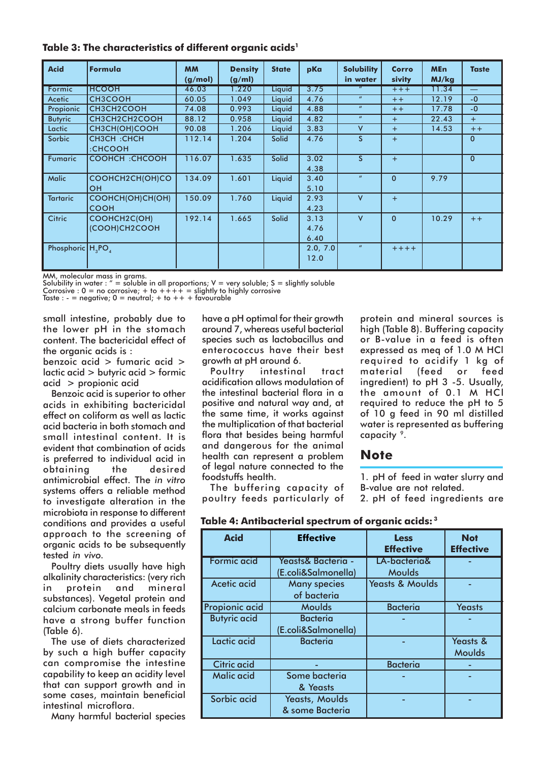**Table 3: The characteristics of different organic acids[1]**

| Acid | Formula | MM (g/mol) | Density (g/ml) | State | pKa | Solubility in water | Corro sivity | MEn MJ/kg | Taste |
|---|---|---|---|---|---|---|---|---|---|
| Formic | HCOOH | 46.03 | 1.220 | Liquid | 3.75 | " | +++ | 11.34 | — |
| Acetic | CH3COOH | 60.05 | 1.049 | Liquid | 4.76 | " | ++ | 12.19 | -0 |
| Propionic | CH3CH2COOH | 74.08 | 0.993 | Liquid | 4.88 | " | ++ | 17.78 | -0 |
| Butyric | CH3CH2CH2COOH | 88.12 | 0.958 | Liquid | 4.82 | " | + | 22.43 | + |
| Lactic | CH3CH(OH)COOH | 90.08 | 1.206 | Liquid | 3.83 | V | + | 14.53 | ++ |
| Sorbic | CH3CH :CHCH :CHCOOH | 112.14 | 1.204 | Solid | 4.76 | S | + | | 0 |
| Fumaric | COOHCH :CHCOOH | 116.07 | 1.635 | Solid | 3.02 4.38 | S | + | | 0 |
| Malic | COOHCH2CH(OH)COOH | 134.09 | 1.601 | Liquid | 3.40 5.10 | " | 0 | 9.79 | |
| Tartaric | COOHCH(OH)CH(OH)COOH | 150.09 | 1.760 | Liquid | 2.93 4.23 | V | + | | |
| Citric | COOHCH2C(OH)(COOH)CH2COOH | 192.14 | 1.665 | Solid | 3.13 4.76 6.40 | V | 0 | 10.29 | ++ |
| Phosphoric | $H_3PO_4$ | | | | 2.0, 7.0 12.0 | " | ++++ | | |

MM, molecular mass in grams.
Solubility in water : " = soluble in all proportions; V = very soluble; S = slightly soluble
Corrosive : 0 = no corrosive; + to ++++ = slightly to highly corrosive
Taste : - = negative; 0 = neutral; + to ++ + favourable

small intestine, probably due to the lower pH in the stomach content. The bactericidal effect of the organic acids is :

benzoic acid > fumaric acid > lactic acid > butyric acid > formic acid > propionic acid

Benzoic acid is superior to other acids in exhibiting bactericidal effect on coliform as well as lactic acid bacteria in both stomach and small intestinal content. It is evident that combination of acids is preferred to individual acid in obtaining the desired antimicrobial effect. The *in vitro* systems offers a reliable method to investigate alteration in the microbiota in response to different conditions and provides a useful approach to the screening of organic acids to be subsequently tested *in vivo*.

Poultry diets usually have high alkalinity characteristics: (very rich in protein and mineral substances). Vegetal protein and calcium carbonate meals in feeds have a strong buffer function (Table 6).

The use of diets characterized by such a high buffer capacity can compromise the intestine capability to keep an acidity level that can support growth and in some cases, maintain beneficial intestinal microflora.

Many harmful bacterial species have a pH optimal for their growth around 7, whereas useful bacterial species such as lactobacillus and enterococcus have their best growth at pH around 6.

Poultry intestinal tract acidification allows modulation of the intestinal bacterial flora in a positive and natural way and, at the same time, it works against the multiplication of that bacterial flora that besides being harmful and dangerous for the animal health can represent a problem of legal nature connected to the foodstuffs health.

The buffering capacity of poultry feeds particularly of protein and mineral sources is high (Table 8). Buffering capacity or B-value in a feed is often expressed as meq of 1.0 M HCl required to acidify 1 kg of material (feed or feed ingredient) to pH 3 -5. Usually, the amount of 0.1 M HCl required to reduce the pH to 5 of 10 g feed in 90 ml distilled water is represented as buffering capacity [9].

## Note

1. pH of feed in water slurry and B-value are not related.
2. pH of feed ingredients are

**Table 4: Antibacterial spectrum of organic acids: [3]**

| Acid | Effective | Less Effective | Not Effective |
|---|---|---|---|
| Formic acid | Yeasts& Bacteria - (E.coli&Salmonella) | LA-bacteria& Moulds | - |
| Acetic acid | Many species of bacteria | Yeasts & Moulds | - |
| Propionic acid | Moulds | Bacteria | Yeasts |
| Butyric acid | Bacteria (E.coli&Salmonella) | - | - |
| Lactic acid | Bacteria | - | Yeasts & Moulds |
| Citric acid | - | Bacteria | - |
| Malic acid | Some bacteria & Yeasts | - | - |
| Sorbic acid | Yeasts, Moulds & some Bacteria | - | - |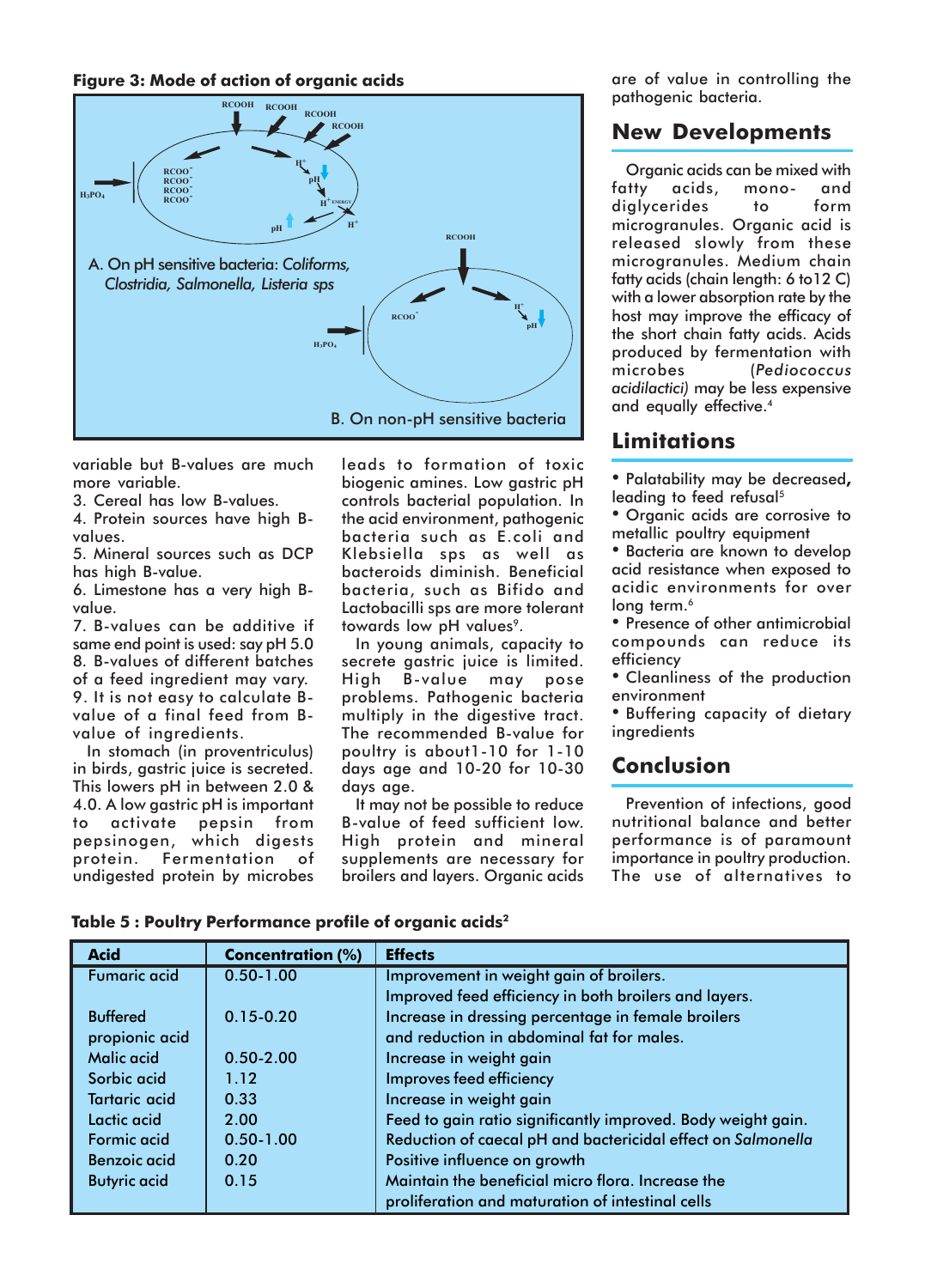**Figure 3: Mode of action of organic acids**

A. On pH sensitive bacteria: *Coliforms, Clostridia, Salmonella, Listeria sps*

B. On non-pH sensitive bacteria

variable but B-values are much more variable.

3. Cereal has low B-values.
4. Protein sources have high B-values.
5. Mineral sources such as DCP has high B-value.
6. Limestone has a very high B-value.
7. B-values can be additive if same end point is used: say pH 5.0
8. B-values of different batches of a feed ingredient may vary.
9. It is not easy to calculate B-value of a final feed from B-value of ingredients.

In stomach (in proventriculus) in birds, gastric juice is secreted. This lowers pH in between 2.0 & 4.0. A low gastric pH is important to activate pepsin from pepsinogen, which digests protein. Fermentation of undigested protein by microbes leads to formation of toxic biogenic amines. Low gastric pH controls bacterial population. In the acid environment, pathogenic bacteria such as E.coli and Klebsiella sps as well as bacteroids diminish. Beneficial bacteria, such as Bifido and Lactobacilli sps are more tolerant towards low pH values[9].

In young animals, capacity to secrete gastric juice is limited. High B-value may pose problems. Pathogenic bacteria multiply in the digestive tract. The recommended B-value for poultry is about1-10 for 1-10 days age and 10-20 for 10-30 days age.

It may not be possible to reduce B-value of feed sufficient low. High protein and mineral supplements are necessary for broilers and layers. Organic acids are of value in controlling the pathogenic bacteria.

## New Developments

Organic acids can be mixed with fatty acids, mono- and diglycerides to form microgranules. Organic acid is released slowly from these microgranules. Medium chain fatty acids (chain length: 6 to12 C) with a lower absorption rate by the host may improve the efficacy of the short chain fatty acids. Acids produced by fermentation with microbes (*Pediococcus acidilactici)* may be less expensive and equally effective.[4]

## Limitations

- Palatability may be decreased**,** leading to feed refusal[5]
- Organic acids are corrosive to metallic poultry equipment
- Bacteria are known to develop acid resistance when exposed to acidic environments for over long term.[6]
- Presence of other antimicrobial compounds can reduce its efficiency
- Cleanliness of the production environment
- Buffering capacity of dietary ingredients

## Conclusion

Prevention of infections, good nutritional balance and better performance is of paramount importance in poultry production. The use of alternatives to

**Table 5 : Poultry Performance profile of organic acids[2]**

| Acid | Concentration (%) | Effects |
|---|---|---|
| Fumaric acid | 0.50-1.00 | Improvement in weight gain of broilers. Improved feed efficiency in both broilers and layers. |
| Buffered propionic acid | 0.15-0.20 | Increase in dressing percentage in female broilers and reduction in abdominal fat for males. |
| Malic acid | 0.50-2.00 | Increase in weight gain |
| Sorbic acid | 1.12 | Improves feed efficiency |
| Tartaric acid | 0.33 | Increase in weight gain |
| Lactic acid | 2.00 | Feed to gain ratio significantly improved. Body weight gain. |
| Formic acid | 0.50-1.00 | Reduction of caecal pH and bactericidal effect on *Salmonella* |
| Benzoic acid | 0.20 | Positive influence on growth |
| Butyric acid | 0.15 | Maintain the beneficial micro flora. Increase the proliferation and maturation of intestinal cells |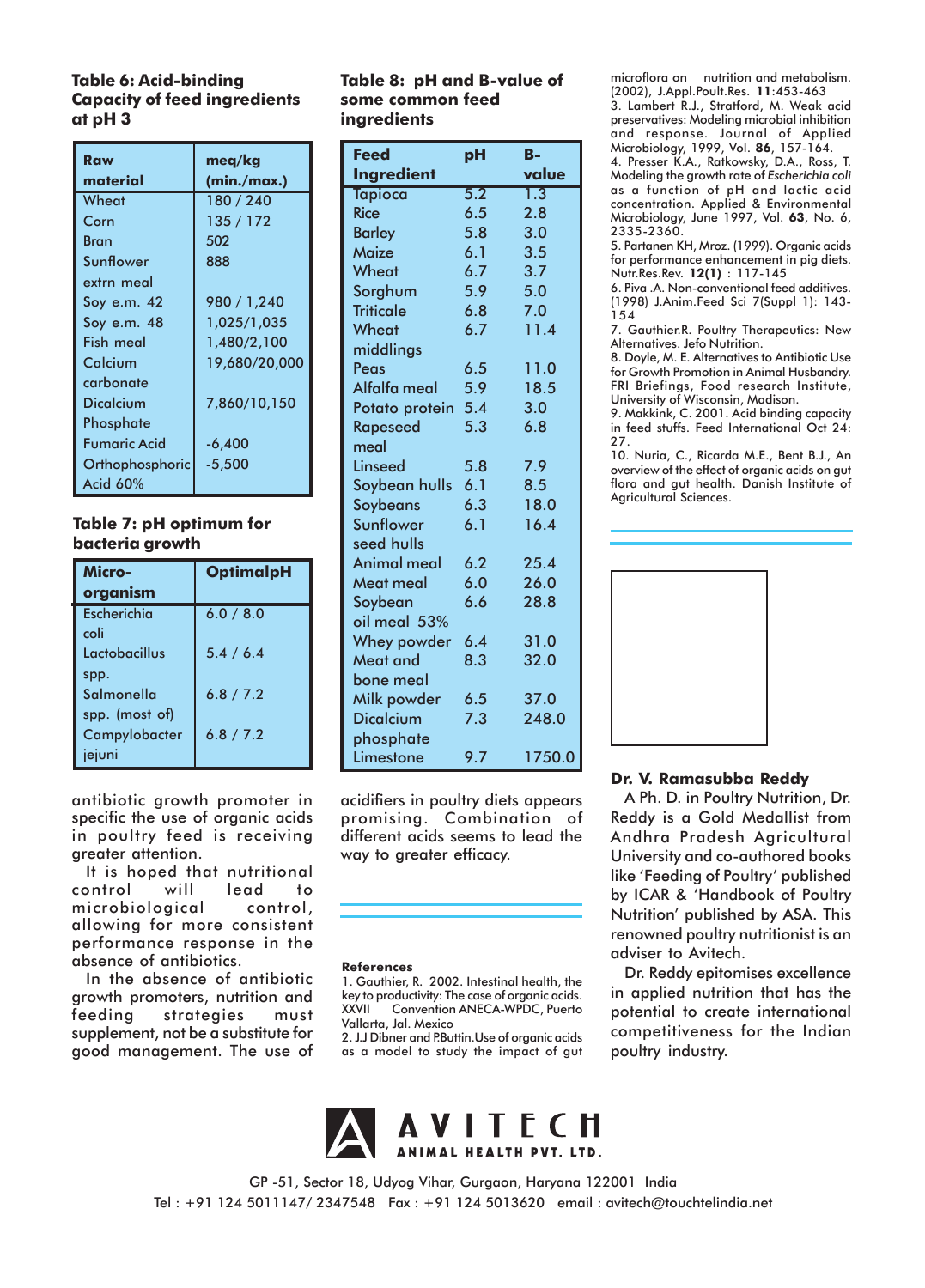**Table 6: Acid-binding Capacity of feed ingredients at pH 3**

| Raw material | meq/kg (min./max.) |
|---|---|
| Wheat | 180 / 240 |
| Corn | 135 / 172 |
| Bran | 502 |
| Sunflower extrn meal | 888 |
| Soy e.m. 42 | 980 / 1,240 |
| Soy e.m. 48 | 1,025/1,035 |
| Fish meal | 1,480/2,100 |
| Calcium carbonate | 19,680/20,000 |
| Dicalcium Phosphate | 7,860/10,150 |
| Fumaric Acid | -6,400 |
| Orthophosphoric Acid 60% | -5,500 |

**Table 7: pH optimum for bacteria growth**

| Micro-organism | OptimalpH |
|---|---|
| Escherichia coli | 6.0 / 8.0 |
| Lactobacillus spp. | 5.4 / 6.4 |
| Salmonella spp. (most of) | 6.8 / 7.2 |
| Campylobacter jejuni | 6.8 / 7.2 |

antibiotic growth promoter in specific the use of organic acids in poultry feed is receiving greater attention.

It is hoped that nutritional control will lead to microbiological control, allowing for more consistent performance response in the absence of antibiotics.

In the absence of antibiotic growth promoters, nutrition and feeding strategies must supplement, not be a substitute for good management. The use of acidifiers in poultry diets appears promising. Combination of different acids seems to lead the way to greater efficacy.

**Table 8: pH and B-value of some common feed ingredients**

| Feed Ingredient | pH | B-value |
|---|---|---|
| Tapioca | 5.2 | 1.3 |
| Rice | 6.5 | 2.8 |
| Barley | 5.8 | 3.0 |
| Maize | 6.1 | 3.5 |
| Wheat | 6.7 | 3.7 |
| Sorghum | 5.9 | 5.0 |
| Triticale | 6.8 | 7.0 |
| Wheat middlings | 6.7 | 11.4 |
| Peas | 6.5 | 11.0 |
| Alfalfa meal | 5.9 | 18.5 |
| Potato protein | 5.4 | 3.0 |
| Rapeseed meal | 5.3 | 6.8 |
| Linseed | 5.8 | 7.9 |
| Soybean hulls | 6.1 | 8.5 |
| Soybeans | 6.3 | 18.0 |
| Sunflower seed hulls | 6.1 | 16.4 |
| Animal meal | 6.2 | 25.4 |
| Meat meal | 6.0 | 26.0 |
| Soybean oil meal 53% | 6.6 | 28.8 |
| Whey powder | 6.4 | 31.0 |
| Meat and bone meal | 8.3 | 32.0 |
| Milk powder | 6.5 | 37.0 |
| Dicalcium phosphate | 7.3 | 248.0 |
| Limestone | 9.7 | 1750.0 |

**References**

1. Gauthier, R. 2002. Intestinal health, the key to productivity: The case of organic acids. XXVII Convention ANECA-WPDC, Puerto Vallarta, Jal. Mexico
2. J.J Dibner and P.Buttin.Use of organic acids as a model to study the impact of gut microflora on nutrition and metabolism. (2002), J.Appl.Poult.Res. **11**:453-463
3. Lambert R.J., Stratford, M. Weak acid preservatives: Modeling microbial inhibition and response. Journal of Applied Microbiology, 1999, Vol. **86**, 157-164.
4. Presser K.A., Ratkowsky, D.A., Ross, T. Modeling the growth rate of *Escherichia coli* as a function of pH and lactic acid concentration. Applied & Environmental Microbiology, June 1997, Vol. **63**, No. 6, 2335-2360.
5. Partanen KH, Mroz. (1999). Organic acids for performance enhancement in pig diets. Nutr.Res.Rev. **12(1)** : 117-145
6. Piva .A. Non-conventional feed additives. (1998) J.Anim.Feed Sci 7(Suppl 1): 143-154
7. Gauthier.R. Poultry Therapeutics: New Alternatives. Jefo Nutrition.
8. Doyle, M. E. Alternatives to Antibiotic Use for Growth Promotion in Animal Husbandry. FRI Briefings, Food research Institute, University of Wisconsin, Madison.
9. Makkink, C. 2001. Acid binding capacity in feed stuffs. Feed International Oct 24: 27.
10. Nuria, C., Ricarda M.E., Bent B.J., An overview of the effect of organic acids on gut flora and gut health. Danish Institute of Agricultural Sciences.

**Dr. V. Ramasubba Reddy**

A Ph. D. in Poultry Nutrition, Dr. Reddy is a Gold Medallist from Andhra Pradesh Agricultural University and co-authored books like 'Feeding of Poultry' published by ICAR & 'Handbook of Poultry Nutrition' published by ASA. This renowned poultry nutritionist is an adviser to Avitech.

Dr. Reddy epitomises excellence in applied nutrition that has the potential to create international competitiveness for the Indian poultry industry.

**AVITECH ANIMAL HEALTH PVT. LTD.**

GP -51, Sector 18, Udyog Vihar, Gurgaon, Haryana 122001 India

Tel : +91 124 5011147/ 2347548 Fax : +91 124 5013620 email : avitech@touchtelindia.net